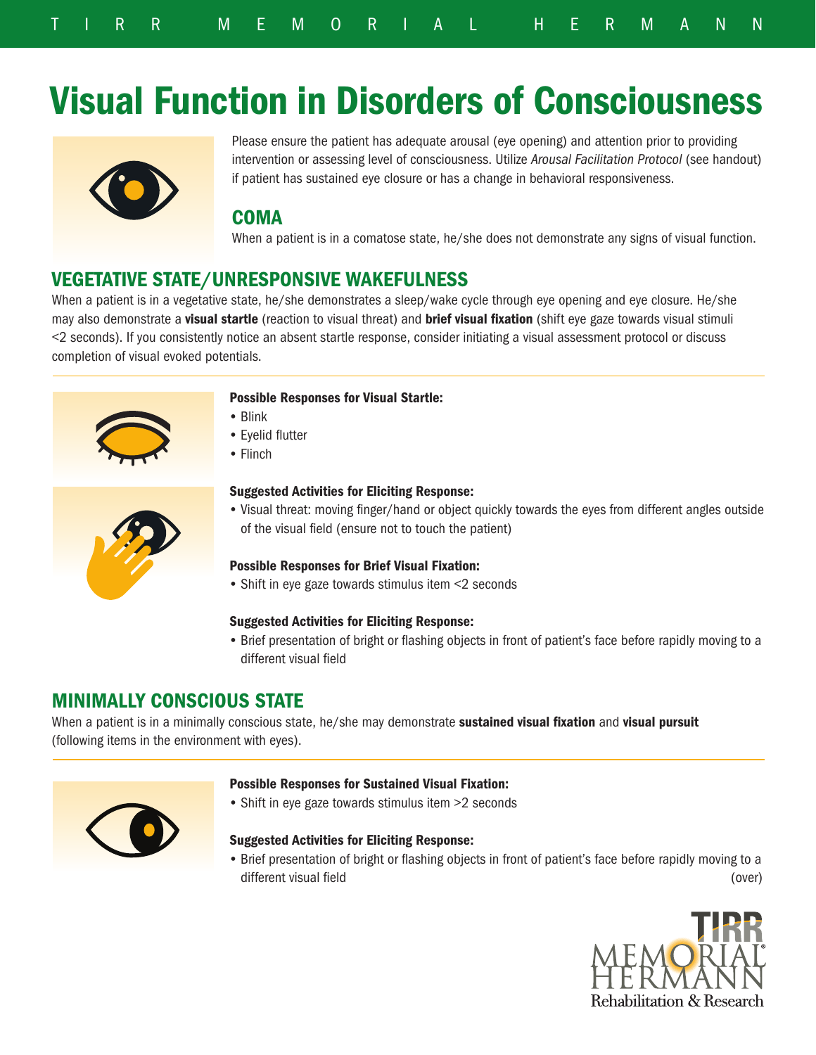# Visual Function in Disorders of Consciousness

Please ensure the patient has adequate arousal (eye opening) and attention prior to providing intervention or assessing level of consciousness. Utilize *Arousal Facilitation Protocol* (see handout) if patient has sustained eye closure or has a change in behavioral responsiveness.

## COMA

When a patient is in a comatose state, he/she does not demonstrate any signs of visual function.

## VEGETATIVE STATE/UNRESPONSIVE WAKEFULNESS

When a patient is in a vegetative state, he/she demonstrates a sleep/wake cycle through eye opening and eye closure. He/she may also demonstrate a **visual startle** (reaction to visual threat) and **brief visual fixation** (shift eye gaze towards visual stimuli <2 seconds). If you consistently notice an absent startle response, consider initiating a visual assessment protocol or discuss completion of visual evoked potentials.

**Possible Responses for Visual Startle:**

- Blink
- Eyelid flutter
- Flinch

**Suggested Activities for Eliciting Response:**

- Visual threat: moving finger/hand or object quickly towards the eyes from different angles outside of the visual field (ensure not to touch the patient)

**Possible Responses for Brief Visual Fixation:**

- Shift in eye gaze towards stimulus item <2 seconds

**Suggested Activities for Eliciting Response:**

- Brief presentation of bright or flashing objects in front of patient's face before rapidly moving to a different visual field

## MINIMALLY CONSCIOUS STATE

When a patient is in a minimally conscious state, he/she may demonstrate **sustained visual fixation** and **visual pursuit** (following items in the environment with eyes).

**Possible Responses for Sustained Visual Fixation:**

- Shift in eye gaze towards stimulus item >2 seconds

**Suggested Activities for Eliciting Response:**

- Brief presentation of bright or flashing objects in front of patient's face before rapidly moving to a different visual field

(over)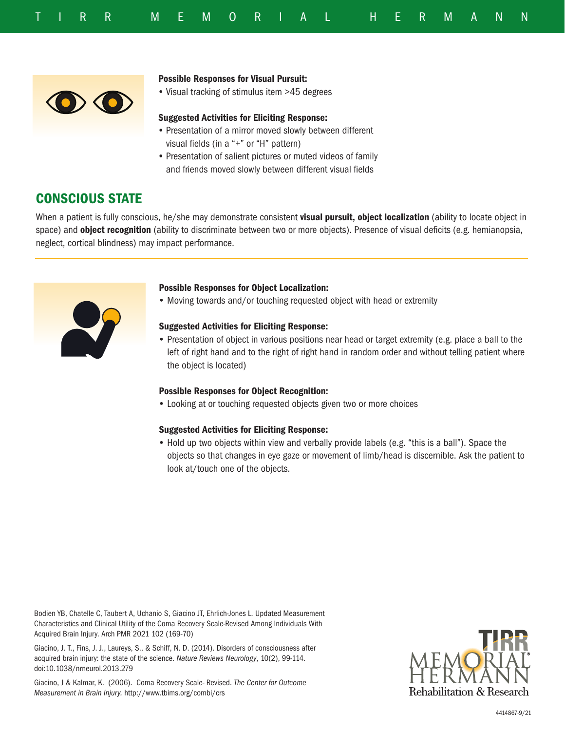**Possible Responses for Visual Pursuit:**

- Visual tracking of stimulus item >45 degrees

**Suggested Activities for Eliciting Response:**

- Presentation of a mirror moved slowly between different visual fields (in a "+" or "H" pattern)
- Presentation of salient pictures or muted videos of family and friends moved slowly between different visual fields

## CONSCIOUS STATE

When a patient is fully conscious, he/she may demonstrate consistent **visual pursuit, object localization** (ability to locate object in space) and **object recognition** (ability to discriminate between two or more objects). Presence of visual deficits (e.g. hemianopsia, neglect, cortical blindness) may impact performance.

---

**Possible Responses for Object Localization:**

- Moving towards and/or touching requested object with head or extremity

**Suggested Activities for Eliciting Response:**

- Presentation of object in various positions near head or target extremity (e.g. place a ball to the left of right hand and to the right of right hand in random order and without telling patient where the object is located)

**Possible Responses for Object Recognition:**

- Looking at or touching requested objects given two or more choices

**Suggested Activities for Eliciting Response:**

- Hold up two objects within view and verbally provide labels (e.g. "this is a ball"). Space the objects so that changes in eye gaze or movement of limb/head is discernible. Ask the patient to look at/touch one of the objects.

Bodien YB, Chatelle C, Taubert A, Uchanio S, Giacino JT, Ehrlich-Jones L. Updated Measurement Characteristics and Clinical Utility of the Coma Recovery Scale-Revised Among Individuals With Acquired Brain Injury. Arch PMR 2021 102 (169-70)

Giacino, J. T., Fins, J. J., Laureys, S., & Schiff, N. D. (2014). Disorders of consciousness after acquired brain injury: the state of the science. *Nature Reviews Neurology*, 10(2), 99-114. doi:10.1038/nrneurol.2013.279

Giacino, J & Kalmar, K. (2006). Coma Recovery Scale- Revised. *The Center for Outcome Measurement in Brain Injury.* http://www.tbims.org/combi/crs

TIRR Memorial Hermann Rehabilitation & Research

4414867-9/21